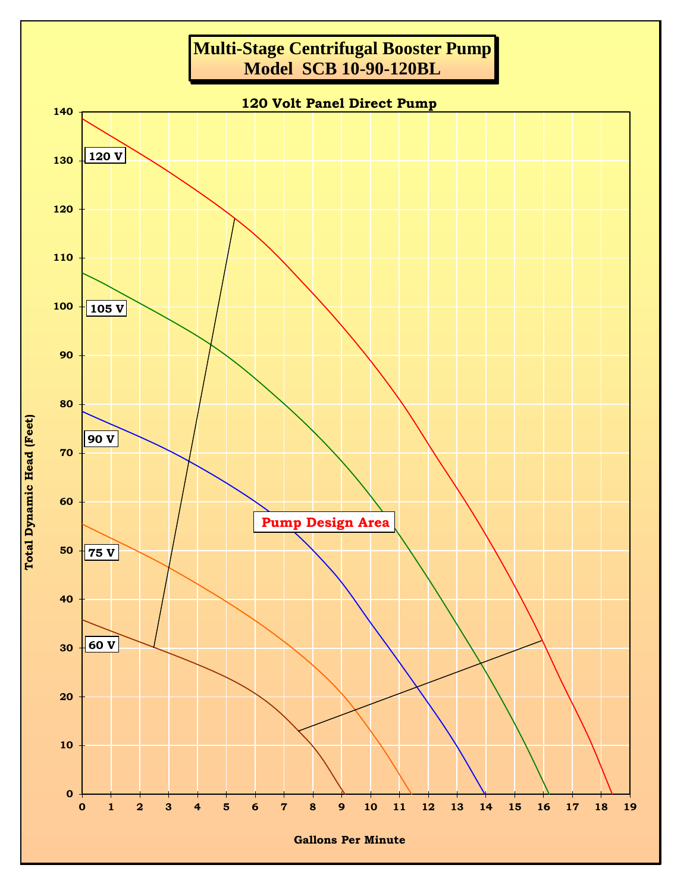# Multi-Stage Centrifugal Booster Pump
# Model SCB 10-90-120BL

**120 Volt Panel Direct Pump**

Total Dynamic Head (Feet)

140
130
120
110
100
90
80
70
60
50
40
30
20
10
0

120 V

105 V

90 V

75 V

60 V

**Pump Design Area**

0 1 2 3 4 5 6 7 8 9 10 11 12 13 14 15 16 17 18 19

Gallons Per Minute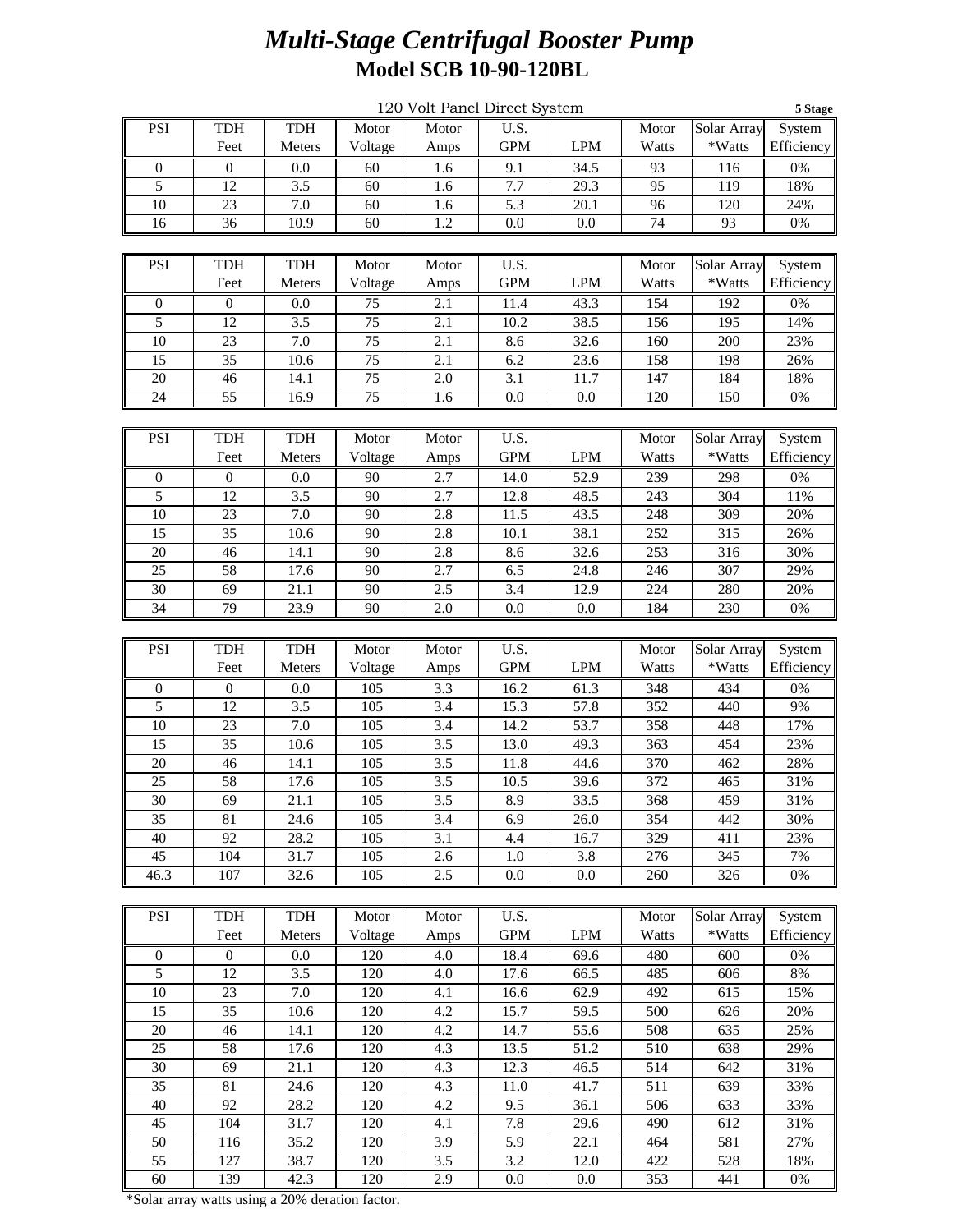# *Multi-Stage Centrifugal Booster Pump*

## Model SCB 10-90-120BL

120 Volt Panel Direct System **5 Stage**

| PSI | TDH Feet | TDH Meters | Motor Voltage | Motor Amps | U.S. GPM | LPM | Motor Watts | Solar Array *Watts | System Efficiency |
|---|---|---|---|---|---|---|---|---|---|
| 0 | 0 | 0.0 | 60 | 1.6 | 9.1 | 34.5 | 93 | 116 | 0% |
| 5 | 12 | 3.5 | 60 | 1.6 | 7.7 | 29.3 | 95 | 119 | 18% |
| 10 | 23 | 7.0 | 60 | 1.6 | 5.3 | 20.1 | 96 | 120 | 24% |
| 16 | 36 | 10.9 | 60 | 1.2 | 0.0 | 0.0 | 74 | 93 | 0% |

| PSI | TDH Feet | TDH Meters | Motor Voltage | Motor Amps | U.S. GPM | LPM | Motor Watts | Solar Array *Watts | System Efficiency |
|---|---|---|---|---|---|---|---|---|---|
| 0 | 0 | 0.0 | 75 | 2.1 | 11.4 | 43.3 | 154 | 192 | 0% |
| 5 | 12 | 3.5 | 75 | 2.1 | 10.2 | 38.5 | 156 | 195 | 14% |
| 10 | 23 | 7.0 | 75 | 2.1 | 8.6 | 32.6 | 160 | 200 | 23% |
| 15 | 35 | 10.6 | 75 | 2.1 | 6.2 | 23.6 | 158 | 198 | 26% |
| 20 | 46 | 14.1 | 75 | 2.0 | 3.1 | 11.7 | 147 | 184 | 18% |
| 24 | 55 | 16.9 | 75 | 1.6 | 0.0 | 0.0 | 120 | 150 | 0% |

| PSI | TDH Feet | TDH Meters | Motor Voltage | Motor Amps | U.S. GPM | LPM | Motor Watts | Solar Array *Watts | System Efficiency |
|---|---|---|---|---|---|---|---|---|---|
| 0 | 0 | 0.0 | 90 | 2.7 | 14.0 | 52.9 | 239 | 298 | 0% |
| 5 | 12 | 3.5 | 90 | 2.7 | 12.8 | 48.5 | 243 | 304 | 11% |
| 10 | 23 | 7.0 | 90 | 2.8 | 11.5 | 43.5 | 248 | 309 | 20% |
| 15 | 35 | 10.6 | 90 | 2.8 | 10.1 | 38.1 | 252 | 315 | 26% |
| 20 | 46 | 14.1 | 90 | 2.8 | 8.6 | 32.6 | 253 | 316 | 30% |
| 25 | 58 | 17.6 | 90 | 2.7 | 6.5 | 24.8 | 246 | 307 | 29% |
| 30 | 69 | 21.1 | 90 | 2.5 | 3.4 | 12.9 | 224 | 280 | 20% |
| 34 | 79 | 23.9 | 90 | 2.0 | 0.0 | 0.0 | 184 | 230 | 0% |

| PSI | TDH Feet | TDH Meters | Motor Voltage | Motor Amps | U.S. GPM | LPM | Motor Watts | Solar Array *Watts | System Efficiency |
|---|---|---|---|---|---|---|---|---|---|
| 0 | 0 | 0.0 | 105 | 3.3 | 16.2 | 61.3 | 348 | 434 | 0% |
| 5 | 12 | 3.5 | 105 | 3.4 | 15.3 | 57.8 | 352 | 440 | 9% |
| 10 | 23 | 7.0 | 105 | 3.4 | 14.2 | 53.7 | 358 | 448 | 17% |
| 15 | 35 | 10.6 | 105 | 3.5 | 13.0 | 49.3 | 363 | 454 | 23% |
| 20 | 46 | 14.1 | 105 | 3.5 | 11.8 | 44.6 | 370 | 462 | 28% |
| 25 | 58 | 17.6 | 105 | 3.5 | 10.5 | 39.6 | 372 | 465 | 31% |
| 30 | 69 | 21.1 | 105 | 3.5 | 8.9 | 33.5 | 368 | 459 | 31% |
| 35 | 81 | 24.6 | 105 | 3.4 | 6.9 | 26.0 | 354 | 442 | 30% |
| 40 | 92 | 28.2 | 105 | 3.1 | 4.4 | 16.7 | 329 | 411 | 23% |
| 45 | 104 | 31.7 | 105 | 2.6 | 1.0 | 3.8 | 276 | 345 | 7% |
| 46.3 | 107 | 32.6 | 105 | 2.5 | 0.0 | 0.0 | 260 | 326 | 0% |

| PSI | TDH Feet | TDH Meters | Motor Voltage | Motor Amps | U.S. GPM | LPM | Motor Watts | Solar Array *Watts | System Efficiency |
|---|---|---|---|---|---|---|---|---|---|
| 0 | 0 | 0.0 | 120 | 4.0 | 18.4 | 69.6 | 480 | 600 | 0% |
| 5 | 12 | 3.5 | 120 | 4.0 | 17.6 | 66.5 | 485 | 606 | 8% |
| 10 | 23 | 7.0 | 120 | 4.1 | 16.6 | 62.9 | 492 | 615 | 15% |
| 15 | 35 | 10.6 | 120 | 4.2 | 15.7 | 59.5 | 500 | 626 | 20% |
| 20 | 46 | 14.1 | 120 | 4.2 | 14.7 | 55.6 | 508 | 635 | 25% |
| 25 | 58 | 17.6 | 120 | 4.3 | 13.5 | 51.2 | 510 | 638 | 29% |
| 30 | 69 | 21.1 | 120 | 4.3 | 12.3 | 46.5 | 514 | 642 | 31% |
| 35 | 81 | 24.6 | 120 | 4.3 | 11.0 | 41.7 | 511 | 639 | 33% |
| 40 | 92 | 28.2 | 120 | 4.2 | 9.5 | 36.1 | 506 | 633 | 33% |
| 45 | 104 | 31.7 | 120 | 4.1 | 7.8 | 29.6 | 490 | 612 | 31% |
| 50 | 116 | 35.2 | 120 | 3.9 | 5.9 | 22.1 | 464 | 581 | 27% |
| 55 | 127 | 38.7 | 120 | 3.5 | 3.2 | 12.0 | 422 | 528 | 18% |
| 60 | 139 | 42.3 | 120 | 2.9 | 0.0 | 0.0 | 353 | 441 | 0% |

*Solar array watts using a 20% deration factor.